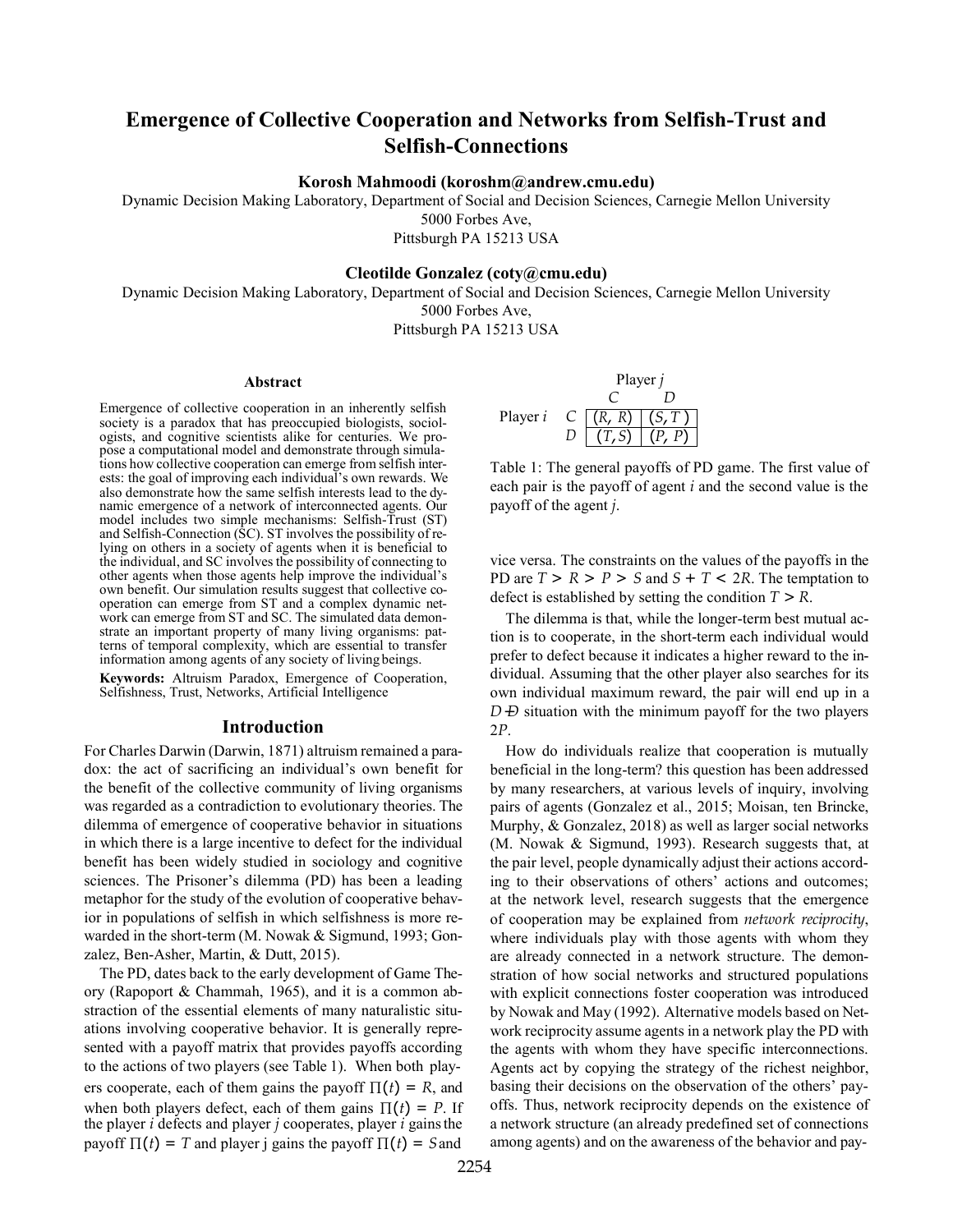# Emergence of Collective Cooperation and Networks from Selfish-Trust and Selfish-Connections

**Korosh Mahmoodi (koroshm@andrew.cmu.edu)**

Dynamic Decision Making Laboratory, Department of Social and Decision Sciences, Carnegie Mellon University
5000 Forbes Ave,
Pittsburgh PA 15213 USA

**Cleotilde Gonzalez (coty@cmu.edu)**

Dynamic Decision Making Laboratory, Department of Social and Decision Sciences, Carnegie Mellon University
5000 Forbes Ave,
Pittsburgh PA 15213 USA

## Abstract

Emergence of collective cooperation in an inherently selfish society is a paradox that has preoccupied biologists, sociologists, and cognitive scientists alike for centuries. We propose a computational model and demonstrate through simulations how collective cooperation can emerge from selfish interests: the goal of improving each individual's own rewards. We also demonstrate how the same selfish interests lead to the dynamic emergence of a network of interconnected agents. Our model includes two simple mechanisms: Selfish-Trust (ST) and Selfish-Connection (SC). ST involves the possibility of relying on others in a society of agents when it is beneficial to the individual, and SC involves the possibility of connecting to other agents when those agents help improve the individual's own benefit. Our simulation results suggest that collective cooperation can emerge from ST and a complex dynamic network can emerge from ST and SC. The simulated data demonstrate an important property of many living organisms: patterns of temporal complexity, which are essential to transfer information among agents of any society of living beings.

**Keywords:** Altruism Paradox, Emergence of Cooperation, Selfishness, Trust, Networks, Artificial Intelligence

## Introduction

For Charles Darwin (Darwin, 1871) altruism remained a paradox: the act of sacrificing an individual's own benefit for the benefit of the collective community of living organisms was regarded as a contradiction to evolutionary theories. The dilemma of emergence of cooperative behavior in situations in which there is a large incentive to defect for the individual benefit has been widely studied in sociology and cognitive sciences. The Prisoner's dilemma (PD) has been a leading metaphor for the study of the evolution of cooperative behavior in populations of selfish in which selfishness is more rewarded in the short-term (M. Nowak & Sigmund, 1993; Gonzalez, Ben-Asher, Martin, & Dutt, 2015).

The PD, dates back to the early development of Game Theory (Rapoport & Chammah, 1965), and it is a common abstraction of the essential elements of many naturalistic situations involving cooperative behavior. It is generally represented with a payoff matrix that provides payoffs according to the actions of two players (see Table 1). When both players cooperate, each of them gains the payoff $\Pi(t) = R$, and when both players defect, each of them gains $\Pi(t) = P$. If the player $i$ defects and player $j$ cooperates, player $i$ gains the payoff $\Pi(t) = T$ and player j gains the payoff $\Pi(t) = S$ and vice versa. The constraints on the values of the payoffs in the PD are $T > R > P > S$ and $S + T < 2R$. The temptation to defect is established by setting the condition $T > R$.

| | | Player $j$ | |
|---|---|---|---|
| | | $C$ | $D$ |
| Player $i$ | $C$ | $(R, R)$ | $(S, T)$ |
| | $D$ | $(T, S)$ | $(P, P)$ |

Table 1: The general payoffs of PD game. The first value of each pair is the payoff of agent $i$ and the second value is the payoff of the agent $j$.

The dilemma is that, while the longer-term best mutual action is to cooperate, in the short-term each individual would prefer to defect because it indicates a higher reward to the individual. Assuming that the other player also searches for its own individual maximum reward, the pair will end up in a $D$-$D$ situation with the minimum payoff for the two players $2P$.

How do individuals realize that cooperation is mutually beneficial in the long-term? this question has been addressed by many researchers, at various levels of inquiry, involving pairs of agents (Gonzalez et al., 2015; Moisan, ten Brincke, Murphy, & Gonzalez, 2018) as well as larger social networks (M. Nowak & Sigmund, 1993). Research suggests that, at the pair level, people dynamically adjust their actions according to their observations of others' actions and outcomes; at the network level, research suggests that the emergence of cooperation may be explained from *network reciprocity*, where individuals play with those agents with whom they are already connected in a network structure. The demonstration of how social networks and structured populations with explicit connections foster cooperation was introduced by Nowak and May (1992). Alternative models based on Network reciprocity assume agents in a network play the PD with the agents with whom they have specific interconnections. Agents act by copying the strategy of the richest neighbor, basing their decisions on the observation of the others' payoffs. Thus, network reciprocity depends on the existence of a network structure (an already predefined set of connections among agents) and on the awareness of the behavior and pay-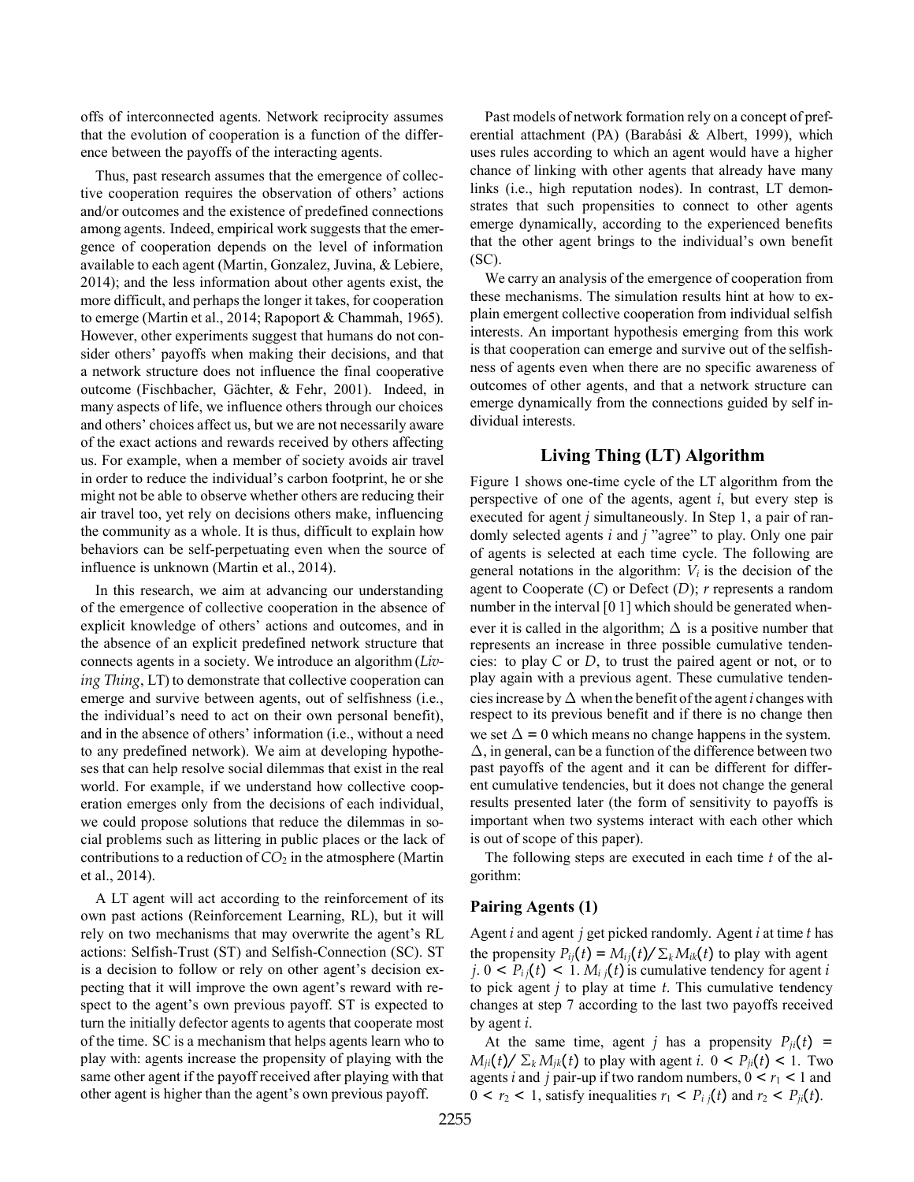offs of interconnected agents. Network reciprocity assumes that the evolution of cooperation is a function of the difference between the payoffs of the interacting agents.

Thus, past research assumes that the emergence of collective cooperation requires the observation of others' actions and/or outcomes and the existence of predefined connections among agents. Indeed, empirical work suggests that the emergence of cooperation depends on the level of information available to each agent (Martin, Gonzalez, Juvina, & Lebiere, 2014); and the less information about other agents exist, the more difficult, and perhaps the longer it takes, for cooperation to emerge (Martin et al., 2014; Rapoport & Chammah, 1965). However, other experiments suggest that humans do not consider others' payoffs when making their decisions, and that a network structure does not influence the final cooperative outcome (Fischbacher, Gächter, & Fehr, 2001). Indeed, in many aspects of life, we influence others through our choices and others' choices affect us, but we are not necessarily aware of the exact actions and rewards received by others affecting us. For example, when a member of society avoids air travel in order to reduce the individual's carbon footprint, he or she might not be able to observe whether others are reducing their air travel too, yet rely on decisions others make, influencing the community as a whole. It is thus, difficult to explain how behaviors can be self-perpetuating even when the source of influence is unknown (Martin et al., 2014).

In this research, we aim at advancing our understanding of the emergence of collective cooperation in the absence of explicit knowledge of others' actions and outcomes, and in the absence of an explicit predefined network structure that connects agents in a society. We introduce an algorithm (*Living Thing*, LT) to demonstrate that collective cooperation can emerge and survive between agents, out of selfishness (i.e., the individual's need to act on their own personal benefit), and in the absence of others' information (i.e., without a need to any predefined network). We aim at developing hypotheses that can help resolve social dilemmas that exist in the real world. For example, if we understand how collective cooperation emerges only from the decisions of each individual, we could propose solutions that reduce the dilemmas in social problems such as littering in public places or the lack of contributions to a reduction of $CO_2$ in the atmosphere (Martin et al., 2014).

A LT agent will act according to the reinforcement of its own past actions (Reinforcement Learning, RL), but it will rely on two mechanisms that may overwrite the agent's RL actions: Selfish-Trust (ST) and Selfish-Connection (SC). ST is a decision to follow or rely on other agent's decision expecting that it will improve the own agent's reward with respect to the agent's own previous payoff. ST is expected to turn the initially defector agents to agents that cooperate most of the time. SC is a mechanism that helps agents learn who to play with: agents increase the propensity of playing with the same other agent if the payoff received after playing with that other agent is higher than the agent's own previous payoff.

Past models of network formation rely on a concept of preferential attachment (PA) (Barabási & Albert, 1999), which uses rules according to which an agent would have a higher chance of linking with other agents that already have many links (i.e., high reputation nodes). In contrast, LT demonstrates that such propensities to connect to other agents emerge dynamically, according to the experienced benefits that the other agent brings to the individual's own benefit (SC).

We carry an analysis of the emergence of cooperation from these mechanisms. The simulation results hint at how to explain emergent collective cooperation from individual selfish interests. An important hypothesis emerging from this work is that cooperation can emerge and survive out of the selfishness of agents even when there are no specific awareness of outcomes of other agents, and that a network structure can emerge dynamically from the connections guided by self individual interests.

## Living Thing (LT) Algorithm

Figure 1 shows one-time cycle of the LT algorithm from the perspective of one of the agents, agent $i$, but every step is executed for agent $j$ simultaneously. In Step 1, a pair of randomly selected agents $i$ and $j$ "agree" to play. Only one pair of agents is selected at each time cycle. The following are general notations in the algorithm: $V_i$ is the decision of the agent to Cooperate ($C$) or Defect ($D$); $r$ represents a random number in the interval [0 1] which should be generated whenever it is called in the algorithm; $\Delta$ is a positive number that represents an increase in three possible cumulative tendencies: to play $C$ or $D$, to trust the paired agent or not, or to play again with a previous agent. These cumulative tendencies increase by $\Delta$ when the benefit of the agent $i$ changes with respect to its previous benefit and if there is no change then we set $\Delta = 0$ which means no change happens in the system. $\Delta$, in general, can be a function of the difference between two past payoffs of the agent and it can be different for different cumulative tendencies, but it does not change the general results presented later (the form of sensitivity to payoffs is important when two systems interact with each other which is out of scope of this paper).

The following steps are executed in each time $t$ of the algorithm:

### Pairing Agents (1)

Agent $i$ and agent $j$ get picked randomly. Agent $i$ at time $t$ has the propensity $P_{ij}(t) = M_{ij}(t)/\sum_k M_{ik}(t)$ to play with agent $j$. $0 < P_{ij}(t) < 1$. $M_{ij}(t)$ is cumulative tendency for agent $i$ to pick agent $j$ to play at time $t$. This cumulative tendency changes at step 7 according to the last two payoffs received by agent $i$.

At the same time, agent $j$ has a propensity $P_{ji}(t) = M_{ji}(t)/\sum_k M_{jk}(t)$ to play with agent $i$. $0 < P_{ji}(t) < 1$. Two agents $i$ and $j$ pair-up if two random numbers, $0 < r_1 < 1$ and $0 < r_2 < 1$, satisfy inequalities $r_1 < P_{ij}(t)$ and $r_2 < P_{ji}(t)$.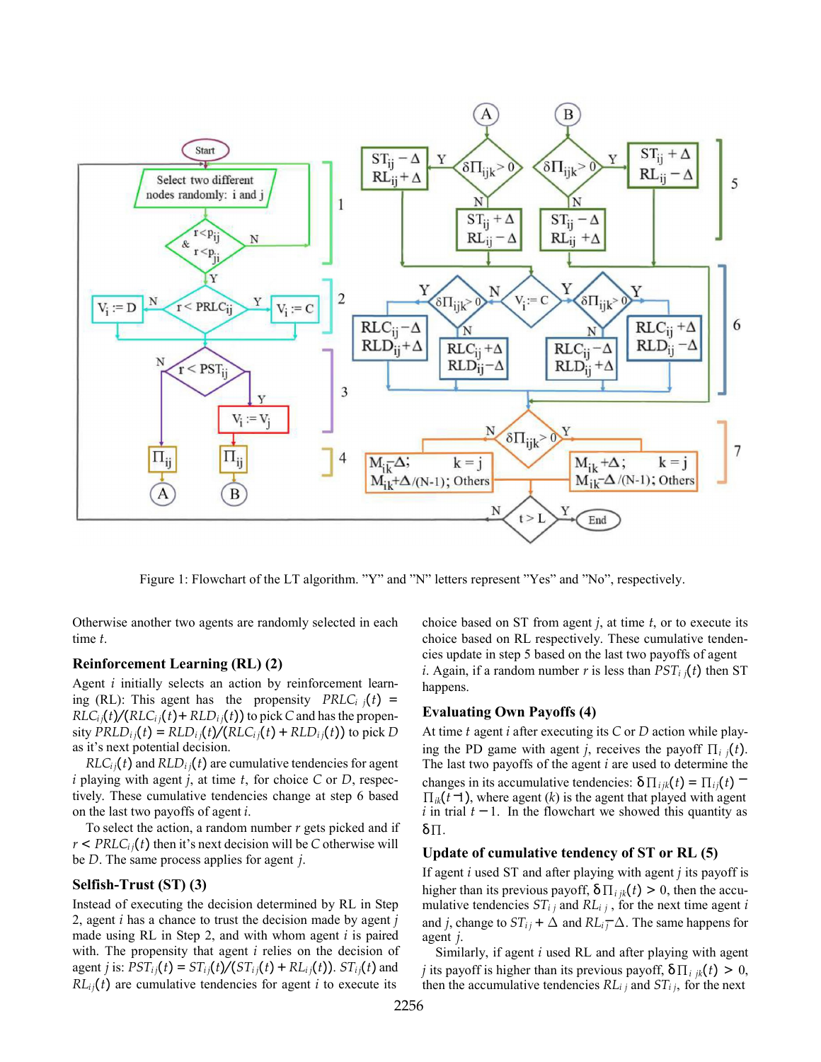Figure 1: Flowchart of the LT algorithm. "Y" and "N" letters represent "Yes" and "No", respectively.

Otherwise another two agents are randomly selected in each time $t$.

### Reinforcement Learning (RL) (2)

Agent $i$ initially selects an action by reinforcement learning (RL): This agent has the propensity $PRLC_{ij}(t) = RLC_{ij}(t)/(RLC_{ij}(t) + RLD_{ij}(t))$ to pick $C$ and has the propensity $PRLD_{ij}(t) = RLD_{ij}(t)/(RLC_{ij}(t) + RLD_{ij}(t))$ to pick $D$ as it's next potential decision.

$RLC_{ij}(t)$ and $RLD_{ij}(t)$ are cumulative tendencies for agent $i$ playing with agent $j$, at time $t$, for choice $C$ or $D$, respectively. These cumulative tendencies change at step 6 based on the last two payoffs of agent $i$.

To select the action, a random number $r$ gets picked and if $r < PRLC_{ij}(t)$ then it's next decision will be $C$ otherwise will be $D$. The same process applies for agent $j$.

### Selfish-Trust (ST) (3)

Instead of executing the decision determined by RL in Step 2, agent $i$ has a chance to trust the decision made by agent $j$ made using RL in Step 2, and with whom agent $i$ is paired with. The propensity that agent $i$ relies on the decision of agent $j$ is: $PST_{ij}(t) = ST_{ij}(t)/(ST_{ij}(t) + RL_{ij}(t))$. $ST_{ij}(t)$ and $RL_{ij}(t)$ are cumulative tendencies for agent $i$ to execute its choice based on ST from agent $j$, at time $t$, or to execute its choice based on RL respectively. These cumulative tendencies update in step 5 based on the last two payoffs of agent $i$. Again, if a random number $r$ is less than $PST_{ij}(t)$ then ST happens.

### Evaluating Own Payoffs (4)

At time $t$ agent $i$ after executing its $C$ or $D$ action while playing the PD game with agent $j$, receives the payoff $\Pi_{ij}(t)$. The last two payoffs of the agent $i$ are used to determine the changes in its accumulative tendencies: $\delta\Pi_{ijk}(t) = \Pi_{ij}(t) - \Pi_{ik}(t-1)$, where agent $(k)$ is the agent that played with agent $i$ in trial $t-1$. In the flowchart we showed this quantity as $\delta\Pi$.

### Update of cumulative tendency of ST or RL (5)

If agent $i$ used ST and after playing with agent $j$ its payoff is higher than its previous payoff, $\delta\Pi_{ijk}(t) > 0$, then the accumulative tendencies $ST_{ij}$ and $RL_{ij}$, for the next time agent $i$ and $j$, change to $ST_{ij} + \Delta$ and $RL_{ij} - \Delta$. The same happens for agent $j$.

Similarly, if agent $i$ used RL and after playing with agent $j$ its payoff is higher than its previous payoff, $\delta\Pi_{ijk}(t) > 0$, then the accumulative tendencies $RL_{ij}$ and $ST_{ij}$, for the next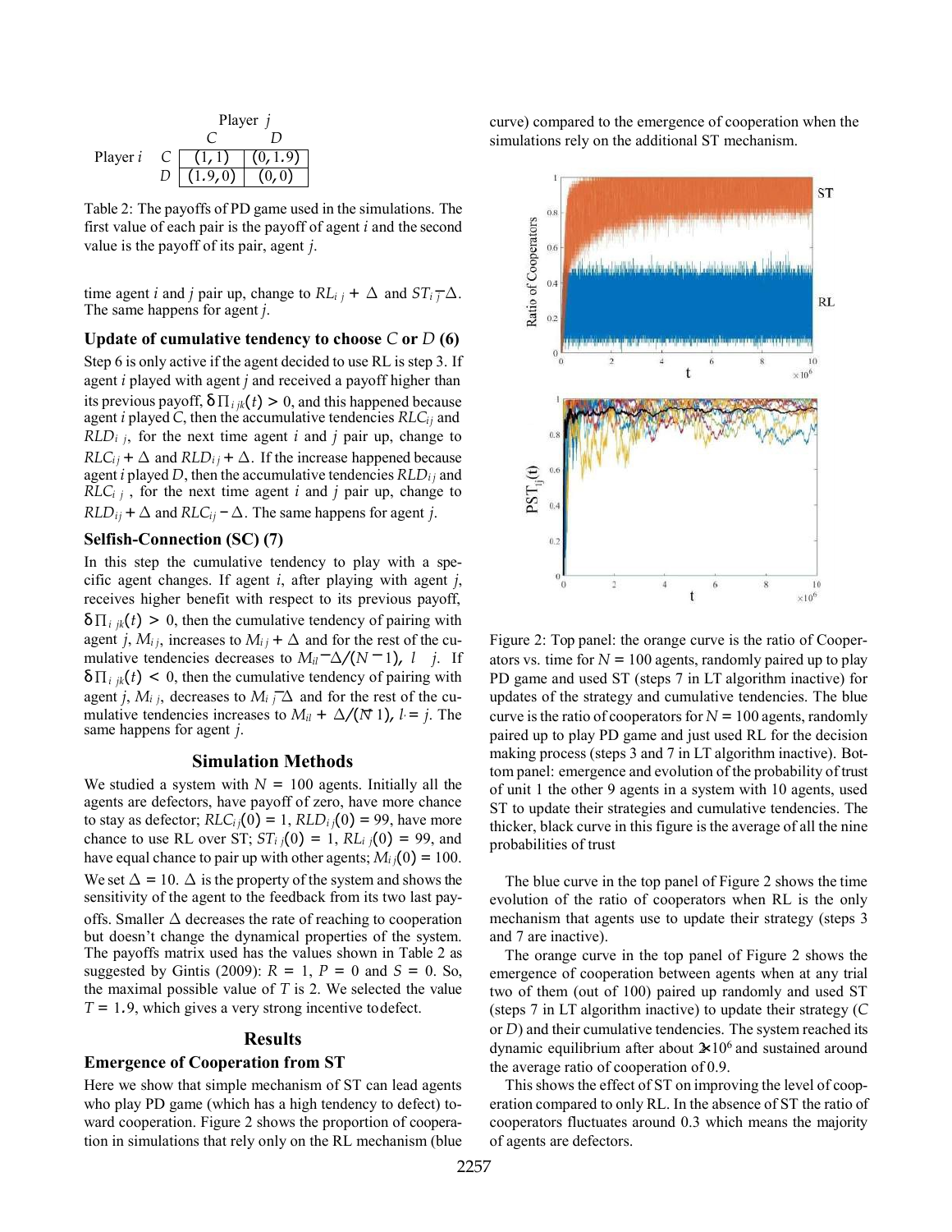| | | Player $j$ | |
|---|---|---|---|
| | | $C$ | $D$ |
| Player $i$ | $C$ | $(1, 1)$ | $(0, 1.9)$ |
| | $D$ | $(1.9, 0)$ | $(0, 0)$ |

Table 2: The payoffs of PD game used in the simulations. The first value of each pair is the payoff of agent $i$ and the second value is the payoff of its pair, agent $j$.

time agent $i$ and $j$ pair up, change to $RL_{ij} + \Delta$ and $ST_{ij} - \Delta$. The same happens for agent $j$.

### Update of cumulative tendency to choose $C$ or $D$ (6)

Step 6 is only active if the agent decided to use RL is step 3. If agent $i$ played with agent $j$ and received a payoff higher than its previous payoff, $\delta\Pi_{ijk}(t) > 0$, and this happened because agent $i$ played $C$, then the accumulative tendencies $RLC_{ij}$ and $RLD_{ij}$, for the next time agent $i$ and $j$ pair up, change to $RLC_{ij} + \Delta$ and $RLD_{ij} + \Delta$. If the increase happened because agent $i$ played $D$, then the accumulative tendencies $RLD_{ij}$ and $RLC_{ij}$, for the next time agent $i$ and $j$ pair up, change to $RLD_{ij} + \Delta$ and $RLC_{ij} - \Delta$. The same happens for agent $j$.

### Selfish-Connection (SC) (7)

In this step the cumulative tendency to play with a specific agent changes. If agent $i$, after playing with agent $j$, receives higher benefit with respect to its previous payoff, $\delta\Pi_{ijk}(t) > 0$, then the cumulative tendency of pairing with agent $j$, $M_{ij}$, increases to $M_{ij} + \Delta$ and for the rest of the cumulative tendencies decreases to $M_{il} - \Delta/(N-1)$, $l \neq j$. If $\delta\Pi_{ijk}(t) < 0$, then the cumulative tendency of pairing with agent $j$, $M_{ij}$, decreases to $M_{ij} - \Delta$ and for the rest of the cumulative tendencies increases to $M_{il} + \Delta/(N-1)$, $l \neq j$. The same happens for agent $j$.

## Simulation Methods

We studied a system with $N = 100$ agents. Initially all the agents are defectors, have payoff of zero, have more chance to stay as defector; $RLC_{ij}(0) = 1$, $RLD_{ij}(0) = 99$, have more chance to use RL over ST; $ST_{ij}(0) = 1$, $RL_{ij}(0) = 99$, and have equal chance to pair up with other agents; $M_{ij}(0) = 100$. We set $\Delta = 10$. $\Delta$ is the property of the system and shows the sensitivity of the agent to the feedback from its two last payoffs. Smaller $\Delta$ decreases the rate of reaching to cooperation but doesn't change the dynamical properties of the system. The payoffs matrix used has the values shown in Table 2 as suggested by Gintis (2009): $R = 1$, $P = 0$ and $S = 0$. So, the maximal possible value of $T$ is 2. We selected the value $T = 1.9$, which gives a very strong incentive to defect.

## Results

### Emergence of Cooperation from ST

Here we show that simple mechanism of ST can lead agents who play PD game (which has a high tendency to defect) toward cooperation. Figure 2 shows the proportion of cooperation in simulations that rely only on the RL mechanism (blue curve) compared to the emergence of cooperation when the simulations rely on the additional ST mechanism.

Figure 2: Top panel: the orange curve is the ratio of Cooperators vs. time for $N = 100$ agents, randomly paired up to play PD game and used ST (steps 7 in LT algorithm inactive) for updates of the strategy and cumulative tendencies. The blue curve is the ratio of cooperators for $N = 100$ agents, randomly paired up to play PD game and just used RL for the decision making process (steps 3 and 7 in LT algorithm inactive). Bottom panel: emergence and evolution of the probability of trust of unit 1 the other 9 agents in a system with 10 agents, used ST to update their strategies and cumulative tendencies. The thicker, black curve in this figure is the average of all the nine probabilities of trust

The blue curve in the top panel of Figure 2 shows the time evolution of the ratio of cooperators when RL is the only mechanism that agents use to update their strategy (steps 3 and 7 are inactive).

The orange curve in the top panel of Figure 2 shows the emergence of cooperation between agents when at any trial two of them (out of 100) paired up randomly and used ST (steps 7 in LT algorithm inactive) to update their strategy ($C$ or $D$) and their cumulative tendencies. The system reached its dynamic equilibrium after about $2\times10^6$ and sustained around the average ratio of cooperation of 0.9.

This shows the effect of ST on improving the level of cooperation compared to only RL. In the absence of ST the ratio of cooperators fluctuates around 0.3 which means the majority of agents are defectors.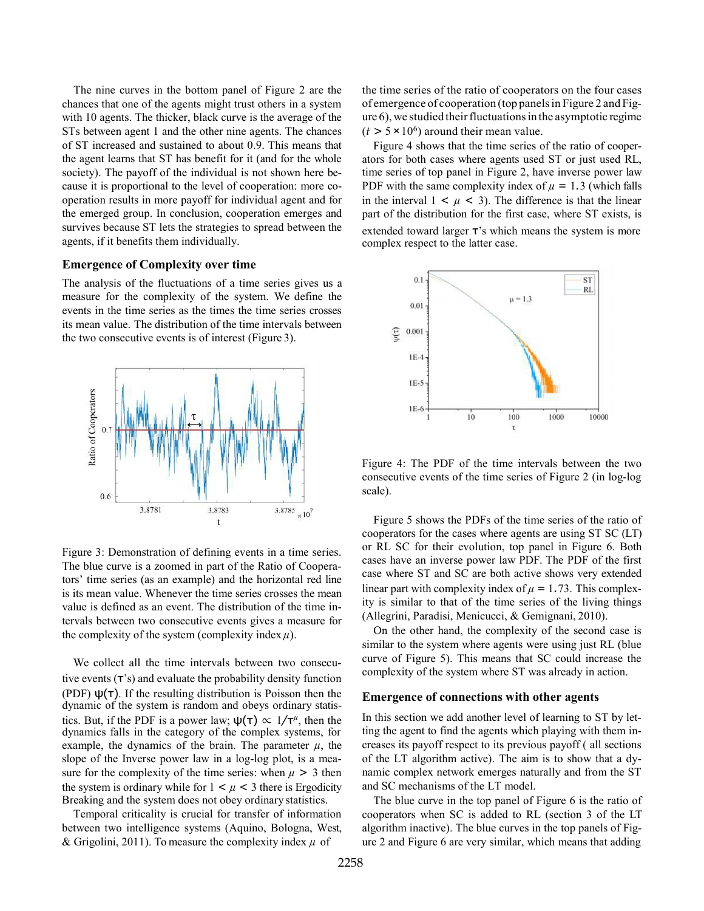The nine curves in the bottom panel of Figure 2 are the chances that one of the agents might trust others in a system with 10 agents. The thicker, black curve is the average of the STs between agent 1 and the other nine agents. The chances of ST increased and sustained to about 0.9. This means that the agent learns that ST has benefit for it (and for the whole society). The payoff of the individual is not shown here because it is proportional to the level of cooperation: more cooperation results in more payoff for individual agent and for the emerged group. In conclusion, cooperation emerges and survives because ST lets the strategies to spread between the agents, if it benefits them individually.

### Emergence of Complexity over time

The analysis of the fluctuations of a time series gives us a measure for the complexity of the system. We define the events in the time series as the times the time series crosses its mean value. The distribution of the time intervals between the two consecutive events is of interest (Figure 3).

Figure 3: Demonstration of defining events in a time series. The blue curve is a zoomed in part of the Ratio of Cooperators' time series (as an example) and the horizontal red line is its mean value. Whenever the time series crosses the mean value is defined as an event. The distribution of the time intervals between two consecutive events gives a measure for the complexity of the system (complexity index $\mu$).

We collect all the time intervals between two consecutive events ($\tau$'s) and evaluate the probability density function (PDF) $\psi(\tau)$. If the resulting distribution is Poisson then the dynamic of the system is random and obeys ordinary statistics. But, if the PDF is a power law; $\psi(\tau) \propto 1/\tau^{\mu}$, then the dynamics falls in the category of the complex systems, for example, the dynamics of the brain. The parameter $\mu$, the slope of the Inverse power law in a log-log plot, is a measure for the complexity of the time series: when $\mu > 3$ then the system is ordinary while for $1 < \mu < 3$ there is Ergodicity Breaking and the system does not obey ordinary statistics.

Temporal criticality is crucial for transfer of information between two intelligence systems (Aquino, Bologna, West, & Grigolini, 2011). To measure the complexity index $\mu$ of the time series of the ratio of cooperators on the four cases of emergence of cooperation (top panels in Figure 2 and Figure 6), we studied their fluctuations in the asymptotic regime ($t > 5 \times 10^6$) around their mean value.

Figure 4 shows that the time series of the ratio of cooperators for both cases where agents used ST or just used RL, time series of top panel in Figure 2, have inverse power law PDF with the same complexity index of $\mu = 1.3$ (which falls in the interval $1 < \mu < 3$). The difference is that the linear part of the distribution for the first case, where ST exists, is extended toward larger $\tau$'s which means the system is more complex respect to the latter case.

Figure 4: The PDF of the time intervals between the two consecutive events of the time series of Figure 2 (in log-log scale).

Figure 5 shows the PDFs of the time series of the ratio of cooperators for the cases where agents are using ST SC (LT) or RL SC for their evolution, top panel in Figure 6. Both cases have an inverse power law PDF. The PDF of the first case where ST and SC are both active shows very extended linear part with complexity index of $\mu = 1.73$. This complexity is similar to that of the time series of the living things (Allegrini, Paradisi, Menicucci, & Gemignani, 2010).

On the other hand, the complexity of the second case is similar to the system where agents were using just RL (blue curve of Figure 5). This means that SC could increase the complexity of the system where ST was already in action.

### Emergence of connections with other agents

In this section we add another level of learning to ST by letting the agent to find the agents which playing with them increases its payoff respect to its previous payoff ( all sections of the LT algorithm active). The aim is to show that a dynamic complex network emerges naturally and from the ST and SC mechanisms of the LT model.

The blue curve in the top panel of Figure 6 is the ratio of cooperators when SC is added to RL (section 3 of the LT algorithm inactive). The blue curves in the top panels of Figure 2 and Figure 6 are very similar, which means that adding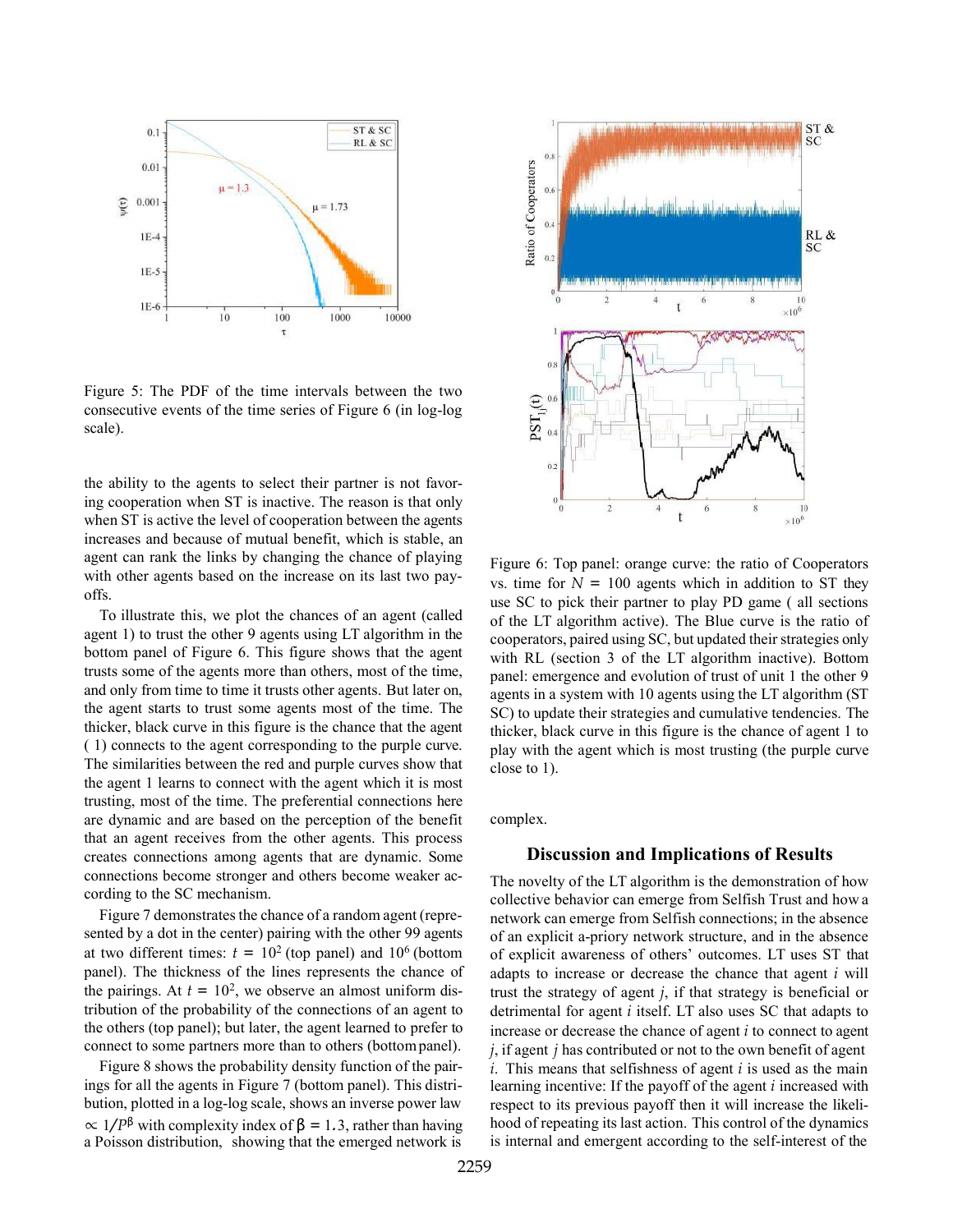Figure 5: The PDF of the time intervals between the two consecutive events of the time series of Figure 6 (in log-log scale).

the ability to the agents to select their partner is not favoring cooperation when ST is inactive. The reason is that only when ST is active the level of cooperation between the agents increases and because of mutual benefit, which is stable, an agent can rank the links by changing the chance of playing with other agents based on the increase on its last two payoffs.

To illustrate this, we plot the chances of an agent (called agent 1) to trust the other 9 agents using LT algorithm in the bottom panel of Figure 6. This figure shows that the agent trusts some of the agents more than others, most of the time, and only from time to time it trusts other agents. But later on, the agent starts to trust some agents most of the time. The thicker, black curve in this figure is the chance that the agent ( 1) connects to the agent corresponding to the purple curve. The similarities between the red and purple curves show that the agent 1 learns to connect with the agent which it is most trusting, most of the time. The preferential connections here are dynamic and are based on the perception of the benefit that an agent receives from the other agents. This process creates connections among agents that are dynamic. Some connections become stronger and others become weaker according to the SC mechanism.

Figure 7 demonstrates the chance of a random agent (represented by a dot in the center) pairing with the other 99 agents at two different times: $t = 10^2$ (top panel) and $10^6$ (bottom panel). The thickness of the lines represents the chance of the pairings. At $t = 10^2$, we observe an almost uniform distribution of the probability of the connections of an agent to the others (top panel); but later, the agent learned to prefer to connect to some partners more than to others (bottom panel).

Figure 8 shows the probability density function of the pairings for all the agents in Figure 7 (bottom panel). This distribution, plotted in a log-log scale, shows an inverse power law $\propto 1/P^{\beta}$ with complexity index of $\beta = 1.3$, rather than having a Poisson distribution, showing that the emerged network is complex.

Figure 6: Top panel: orange curve: the ratio of Cooperators vs. time for $N = 100$ agents which in addition to ST they use SC to pick their partner to play PD game ( all sections of the LT algorithm active). The Blue curve is the ratio of cooperators, paired using SC, but updated their strategies only with RL (section 3 of the LT algorithm inactive). Bottom panel: emergence and evolution of trust of unit 1 the other 9 agents in a system with 10 agents using the LT algorithm (ST SC) to update their strategies and cumulative tendencies. The thicker, black curve in this figure is the chance of agent 1 to play with the agent which is most trusting (the purple curve close to 1).

## Discussion and Implications of Results

The novelty of the LT algorithm is the demonstration of how collective behavior can emerge from Selfish Trust and how a network can emerge from Selfish connections; in the absence of an explicit a-priory network structure, and in the absence of explicit awareness of others' outcomes. LT uses ST that adapts to increase or decrease the chance that agent $i$ will trust the strategy of agent $j$, if that strategy is beneficial or detrimental for agent $i$ itself. LT also uses SC that adapts to increase or decrease the chance of agent $i$ to connect to agent $j$, if agent $j$ has contributed or not to the own benefit of agent $i$. This means that selfishness of agent $i$ is used as the main learning incentive: If the payoff of the agent $i$ increased with respect to its previous payoff then it will increase the likelihood of repeating its last action. This control of the dynamics is internal and emergent according to the self-interest of the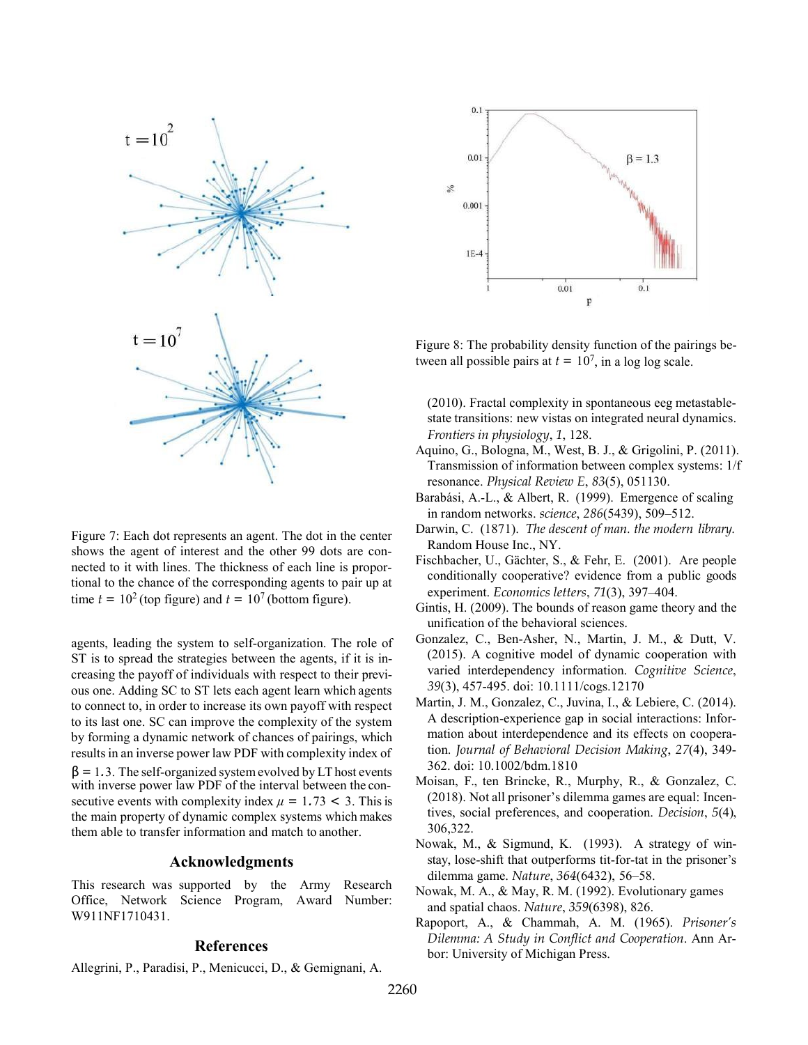$t = 10^2$

$t = 10^7$

Figure 7: Each dot represents an agent. The dot in the center shows the agent of interest and the other 99 dots are connected to it with lines. The thickness of each line is proportional to the chance of the corresponding agents to pair up at time $t = 10^2$ (top figure) and $t = 10^7$ (bottom figure).

0.1

0.01

0.001

1E-4

%

1

0.01

0.1

P

β = 1.3

Figure 8: The probability density function of the pairings between all possible pairs at $t = 10^7$, in a log log scale.

agents, leading the system to self-organization. The role of ST is to spread the strategies between the agents, if it is increasing the payoff of individuals with respect to their previous one. Adding SC to ST lets each agent learn which agents to connect to, in order to increase its own payoff with respect to its last one. SC can improve the complexity of the system by forming a dynamic network of chances of pairings, which results in an inverse power law PDF with complexity index of $\beta = 1.3$. The self-organized system evolved by LT host events with inverse power law PDF of the interval between the consecutive events with complexity index $\mu = 1.73 < 3$. This is the main property of dynamic complex systems which makes them able to transfer information and match to another.

## Acknowledgments

This research was supported by the Army Research Office, Network Science Program, Award Number: W911NF1710431.

## References

Allegrini, P., Paradisi, P., Menicucci, D., & Gemignani, A. (2010). Fractal complexity in spontaneous eeg metastable-state transitions: new vistas on integrated neural dynamics. *Frontiers in physiology*, *1*, 128.

Aquino, G., Bologna, M., West, B. J., & Grigolini, P. (2011). Transmission of information between complex systems: 1/f resonance. *Physical Review E*, *83*(5), 051130.

Barabási, A.-L., & Albert, R. (1999). Emergence of scaling in random networks. *science*, *286*(5439), 509–512.

Darwin, C. (1871). *The descent of man. the modern library.* Random House Inc., NY.

Fischbacher, U., Gächter, S., & Fehr, E. (2001). Are people conditionally cooperative? evidence from a public goods experiment. *Economics letters*, *71*(3), 397–404.

Gintis, H. (2009). The bounds of reason game theory and the unification of the behavioral sciences.

Gonzalez, C., Ben-Asher, N., Martin, J. M., & Dutt, V. (2015). A cognitive model of dynamic cooperation with varied interdependency information. *Cognitive Science*, *39*(3), 457-495. doi: 10.1111/cogs.12170

Martin, J. M., Gonzalez, C., Juvina, I., & Lebiere, C. (2014). A description-experience gap in social interactions: Information about interdependence and its effects on cooperation. *Journal of Behavioral Decision Making*, *27*(4), 349-362. doi: 10.1002/bdm.1810

Moisan, F., ten Brincke, R., Murphy, R., & Gonzalez, C. (2018). Not all prisoner's dilemma games are equal: Incentives, social preferences, and cooperation. *Decision*, *5*(4), 306,322.

Nowak, M., & Sigmund, K. (1993). A strategy of win-stay, lose-shift that outperforms tit-for-tat in the prisoner's dilemma game. *Nature*, *364*(6432), 56–58.

Nowak, M. A., & May, R. M. (1992). Evolutionary games and spatial chaos. *Nature*, *359*(6398), 826.

Rapoport, A., & Chammah, A. M. (1965). *Prisoner's Dilemma: A Study in Conflict and Cooperation*. Ann Arbor: University of Michigan Press.